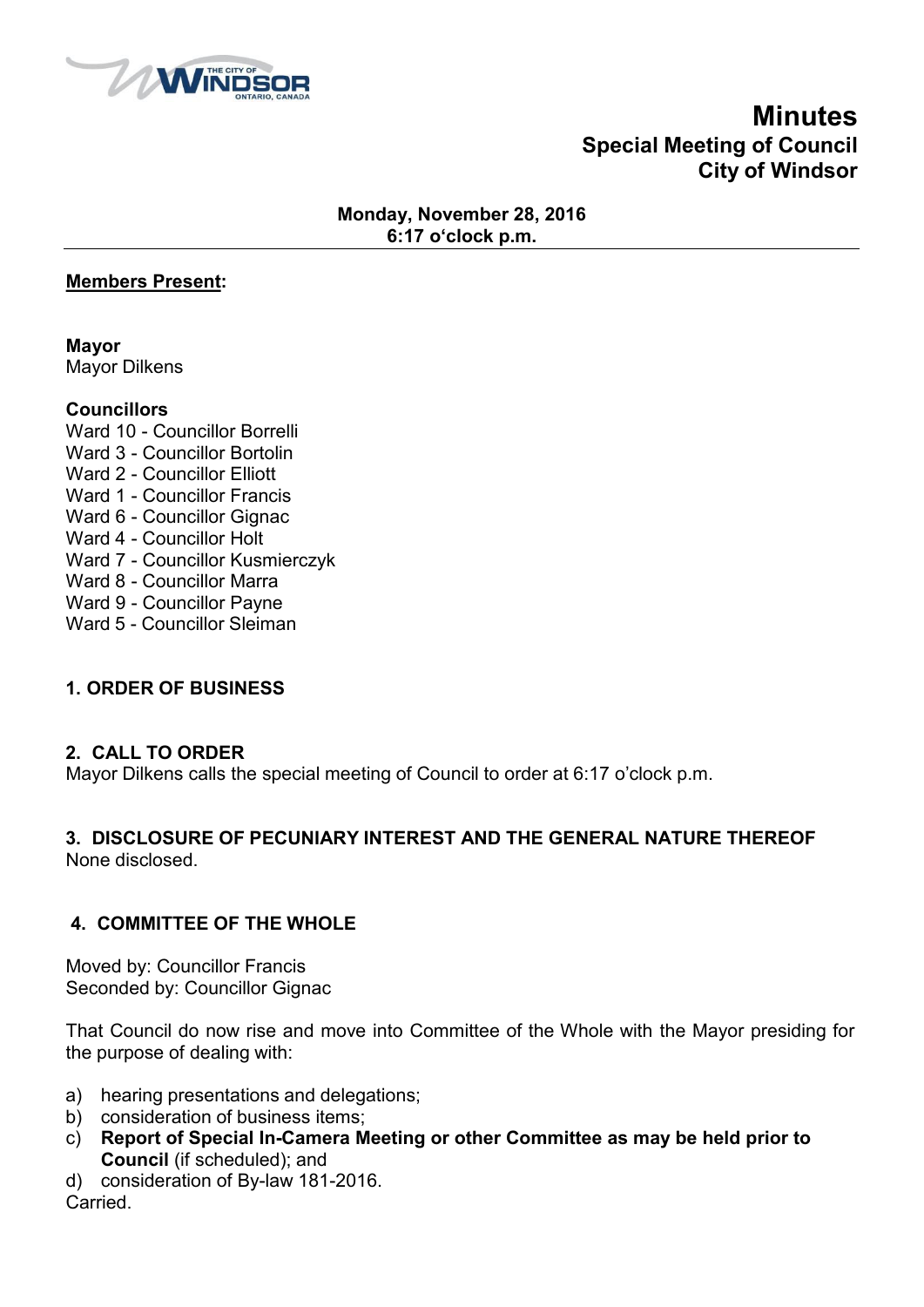# Minutes

## Special Meeting of Council
## City of Windsor

**Monday, November 28, 2016**
**6:17 o'clock p.m.**

**Members Present:**

**Mayor**
Mayor Dilkens

**Councillors**
Ward 10 - Councillor Borrelli
Ward 3 - Councillor Bortolin
Ward 2 - Councillor Elliott
Ward 1 - Councillor Francis
Ward 6 - Councillor Gignac
Ward 4 - Councillor Holt
Ward 7 - Councillor Kusmierczyk
Ward 8 - Councillor Marra
Ward 9 - Councillor Payne
Ward 5 - Councillor Sleiman

### 1. ORDER OF BUSINESS

### 2. CALL TO ORDER

Mayor Dilkens calls the special meeting of Council to order at 6:17 o'clock p.m.

### 3. DISCLOSURE OF PECUNIARY INTEREST AND THE GENERAL NATURE THEREOF

None disclosed.

### 4. COMMITTEE OF THE WHOLE

Moved by: Councillor Francis
Seconded by: Councillor Gignac

That Council do now rise and move into Committee of the Whole with the Mayor presiding for the purpose of dealing with:

a) hearing presentations and delegations;
b) consideration of business items;
c) **Report of Special In-Camera Meeting or other Committee as may be held prior to Council** (if scheduled); and
d) consideration of By-law 181-2016.

Carried.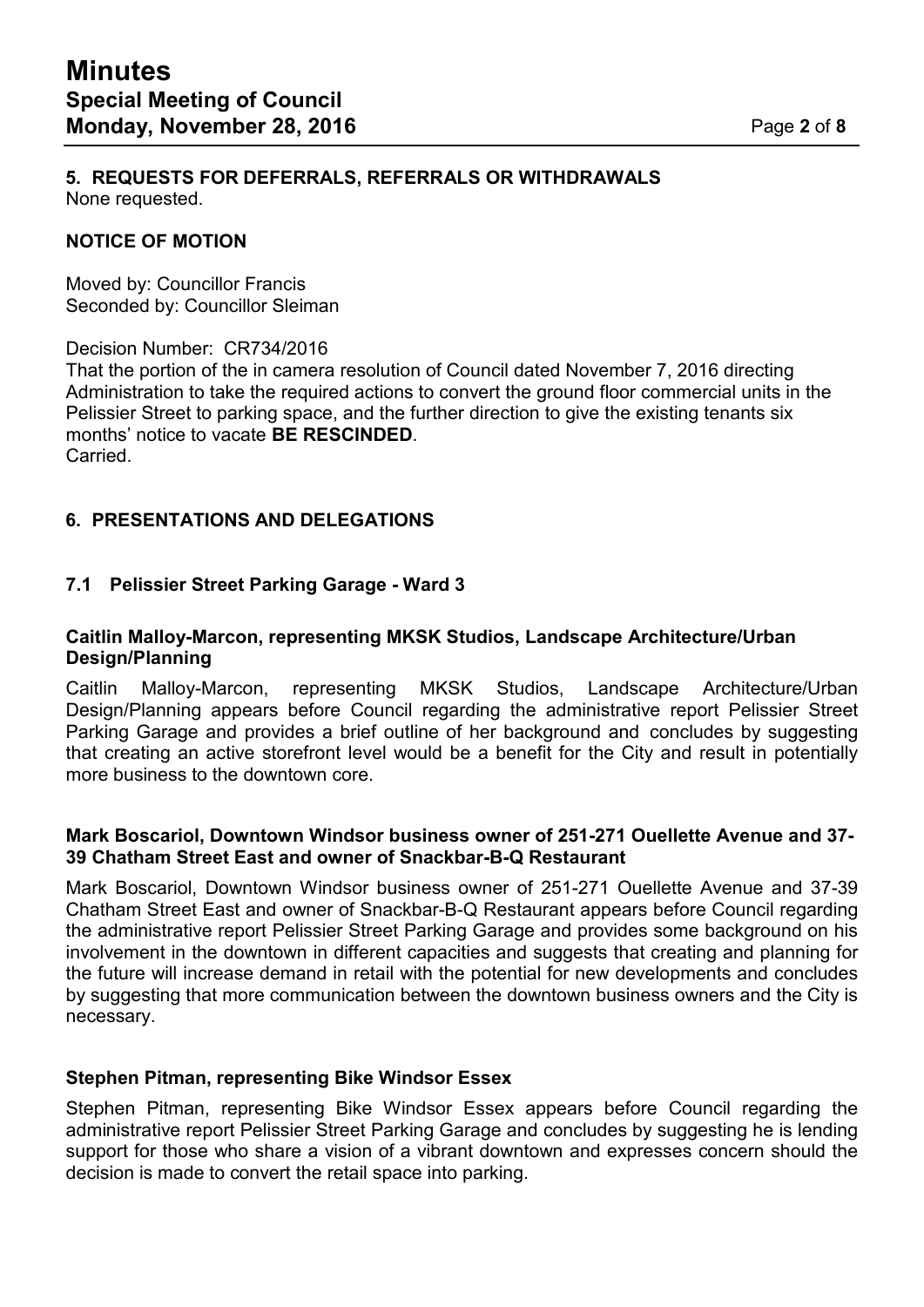## 5. REQUESTS FOR DEFERRALS, REFERRALS OR WITHDRAWALS

None requested.

### NOTICE OF MOTION

Moved by: Councillor Francis
Seconded by: Councillor Sleiman

Decision Number: CR734/2016
That the portion of the in camera resolution of Council dated November 7, 2016 directing Administration to take the required actions to convert the ground floor commercial units in the Pelissier Street to parking space, and the further direction to give the existing tenants six months' notice to vacate **BE RESCINDED**.
Carried.

## 6. PRESENTATIONS AND DELEGATIONS

### 7.1 Pelissier Street Parking Garage - Ward 3

#### Caitlin Malloy-Marcon, representing MKSK Studios, Landscape Architecture/Urban Design/Planning

Caitlin Malloy-Marcon, representing MKSK Studios, Landscape Architecture/Urban Design/Planning appears before Council regarding the administrative report Pelissier Street Parking Garage and provides a brief outline of her background and concludes by suggesting that creating an active storefront level would be a benefit for the City and result in potentially more business to the downtown core.

#### Mark Boscariol, Downtown Windsor business owner of 251-271 Ouellette Avenue and 37-39 Chatham Street East and owner of Snackbar-B-Q Restaurant

Mark Boscariol, Downtown Windsor business owner of 251-271 Ouellette Avenue and 37-39 Chatham Street East and owner of Snackbar-B-Q Restaurant appears before Council regarding the administrative report Pelissier Street Parking Garage and provides some background on his involvement in the downtown in different capacities and suggests that creating and planning for the future will increase demand in retail with the potential for new developments and concludes by suggesting that more communication between the downtown business owners and the City is necessary.

#### Stephen Pitman, representing Bike Windsor Essex

Stephen Pitman, representing Bike Windsor Essex appears before Council regarding the administrative report Pelissier Street Parking Garage and concludes by suggesting he is lending support for those who share a vision of a vibrant downtown and expresses concern should the decision is made to convert the retail space into parking.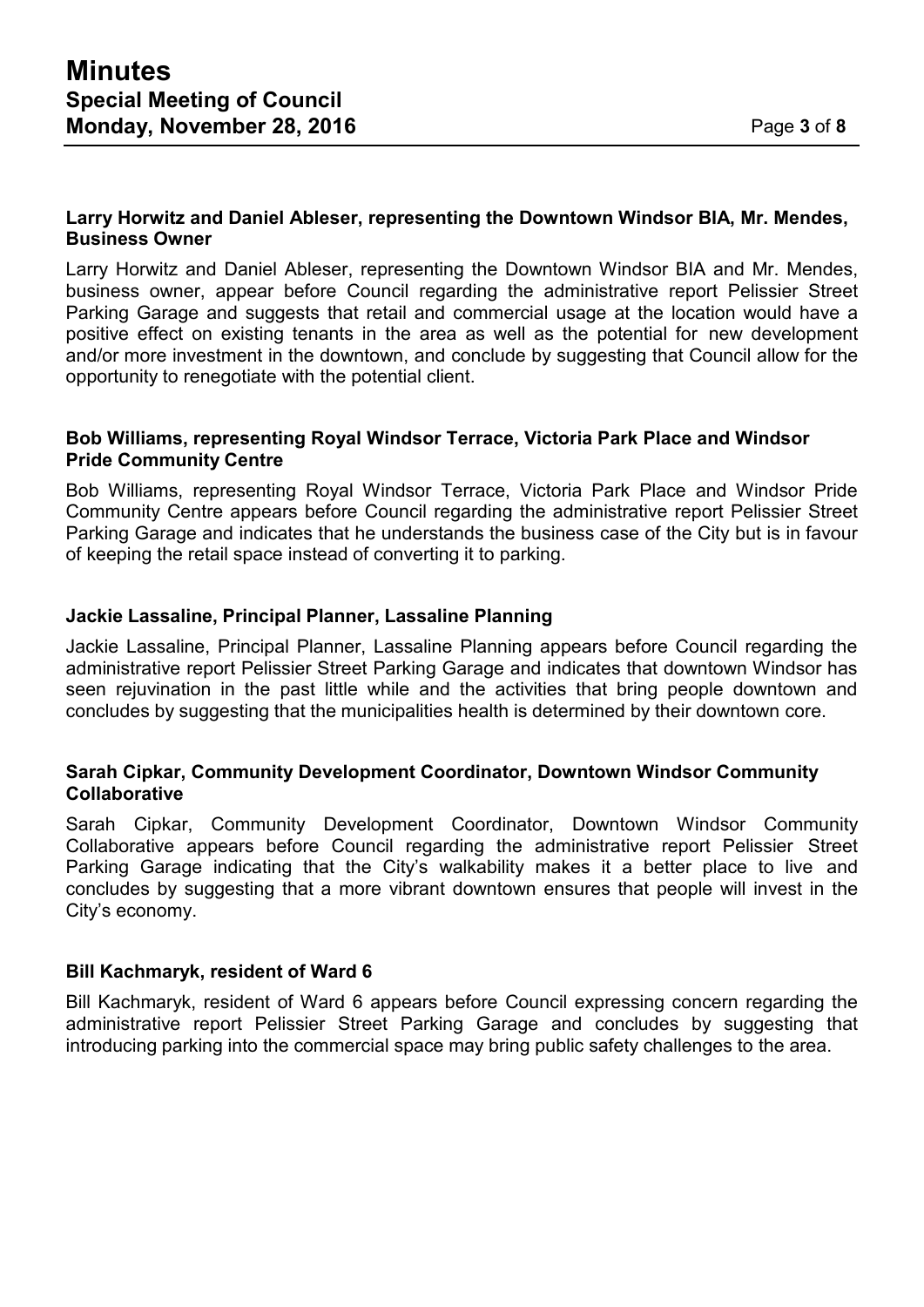**Larry Horwitz and Daniel Ableser, representing the Downtown Windsor BIA, Mr. Mendes, Business Owner**

Larry Horwitz and Daniel Ableser, representing the Downtown Windsor BIA and Mr. Mendes, business owner, appear before Council regarding the administrative report Pelissier Street Parking Garage and suggests that retail and commercial usage at the location would have a positive effect on existing tenants in the area as well as the potential for new development and/or more investment in the downtown, and conclude by suggesting that Council allow for the opportunity to renegotiate with the potential client.

**Bob Williams, representing Royal Windsor Terrace, Victoria Park Place and Windsor Pride Community Centre**

Bob Williams, representing Royal Windsor Terrace, Victoria Park Place and Windsor Pride Community Centre appears before Council regarding the administrative report Pelissier Street Parking Garage and indicates that he understands the business case of the City but is in favour of keeping the retail space instead of converting it to parking.

**Jackie Lassaline, Principal Planner, Lassaline Planning**

Jackie Lassaline, Principal Planner, Lassaline Planning appears before Council regarding the administrative report Pelissier Street Parking Garage and indicates that downtown Windsor has seen rejuvination in the past little while and the activities that bring people downtown and concludes by suggesting that the municipalities health is determined by their downtown core.

**Sarah Cipkar, Community Development Coordinator, Downtown Windsor Community Collaborative**

Sarah Cipkar, Community Development Coordinator, Downtown Windsor Community Collaborative appears before Council regarding the administrative report Pelissier Street Parking Garage indicating that the City's walkability makes it a better place to live and concludes by suggesting that a more vibrant downtown ensures that people will invest in the City's economy.

**Bill Kachmaryk, resident of Ward 6**

Bill Kachmaryk, resident of Ward 6 appears before Council expressing concern regarding the administrative report Pelissier Street Parking Garage and concludes by suggesting that introducing parking into the commercial space may bring public safety challenges to the area.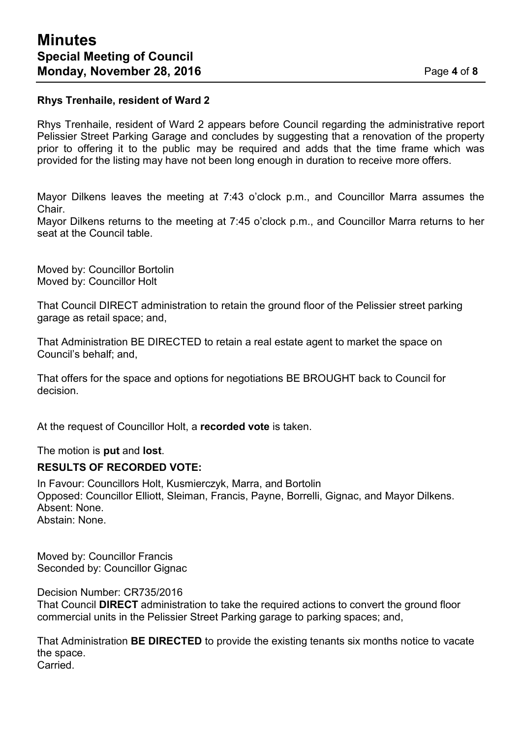**Rhys Trenhaile, resident of Ward 2**

Rhys Trenhaile, resident of Ward 2 appears before Council regarding the administrative report Pelissier Street Parking Garage and concludes by suggesting that a renovation of the property prior to offering it to the public may be required and adds that the time frame which was provided for the listing may have not been long enough in duration to receive more offers.

Mayor Dilkens leaves the meeting at 7:43 o'clock p.m., and Councillor Marra assumes the Chair.
Mayor Dilkens returns to the meeting at 7:45 o'clock p.m., and Councillor Marra returns to her seat at the Council table.

Moved by: Councillor Bortolin
Moved by: Councillor Holt

That Council DIRECT administration to retain the ground floor of the Pelissier street parking garage as retail space; and,

That Administration BE DIRECTED to retain a real estate agent to market the space on Council's behalf; and,

That offers for the space and options for negotiations BE BROUGHT back to Council for decision.

At the request of Councillor Holt, a **recorded vote** is taken.

The motion is **put** and **lost**.

**RESULTS OF RECORDED VOTE:**

In Favour: Councillors Holt, Kusmierczyk, Marra, and Bortolin
Opposed: Councillor Elliott, Sleiman, Francis, Payne, Borrelli, Gignac, and Mayor Dilkens.
Absent: None.
Abstain: None.

Moved by: Councillor Francis
Seconded by: Councillor Gignac

Decision Number: CR735/2016
That Council **DIRECT** administration to take the required actions to convert the ground floor commercial units in the Pelissier Street Parking garage to parking spaces; and,

That Administration **BE DIRECTED** to provide the existing tenants six months notice to vacate the space.
Carried.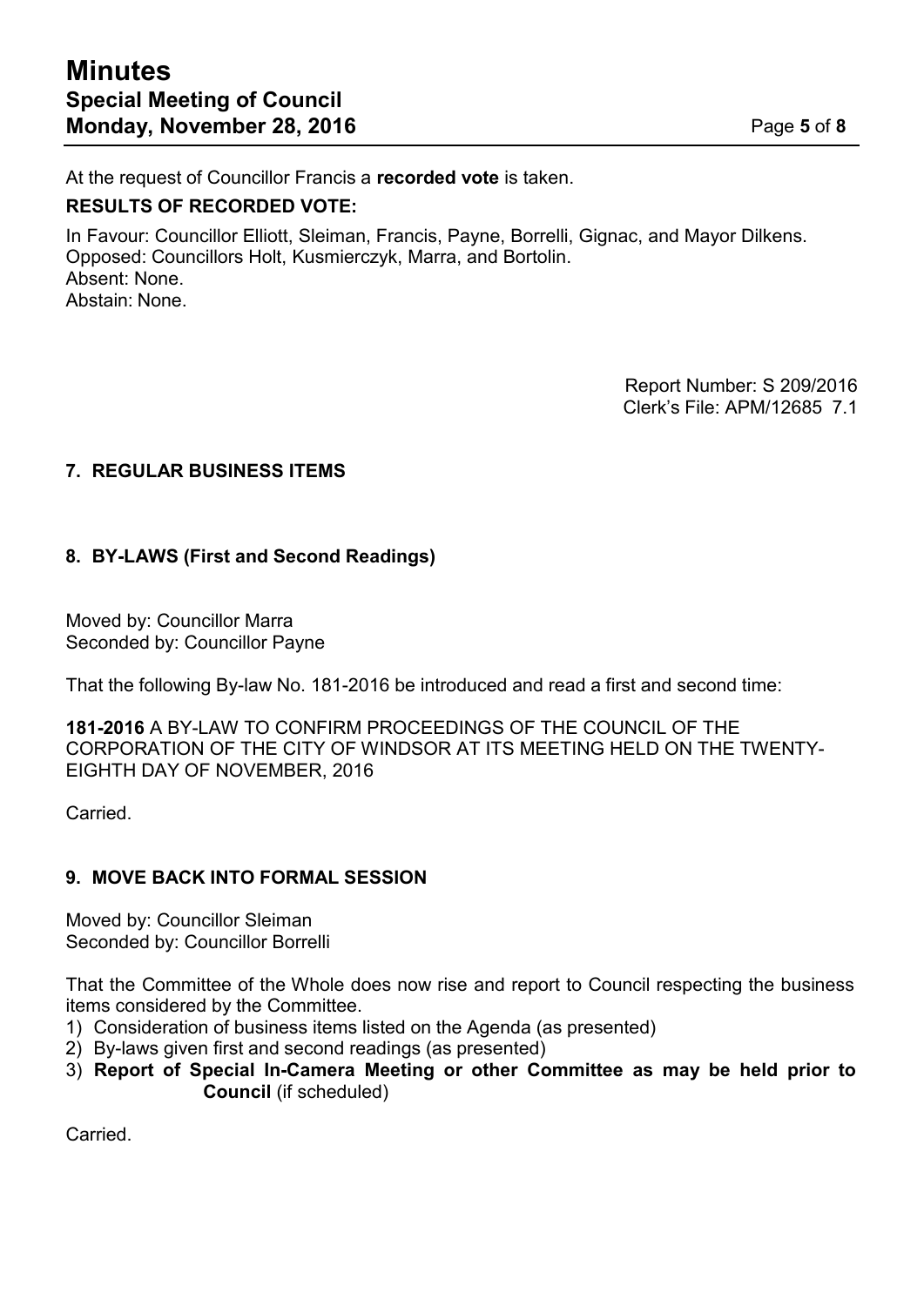At the request of Councillor Francis a **recorded vote** is taken.

**RESULTS OF RECORDED VOTE:**

In Favour: Councillor Elliott, Sleiman, Francis, Payne, Borrelli, Gignac, and Mayor Dilkens.
Opposed: Councillors Holt, Kusmierczyk, Marra, and Bortolin.
Absent: None.
Abstain: None.

Report Number: S 209/2016
Clerk's File: APM/12685 7.1

## 7. REGULAR BUSINESS ITEMS

## 8. BY-LAWS (First and Second Readings)

Moved by: Councillor Marra
Seconded by: Councillor Payne

That the following By-law No. 181-2016 be introduced and read a first and second time:

**181-2016** A BY-LAW TO CONFIRM PROCEEDINGS OF THE COUNCIL OF THE CORPORATION OF THE CITY OF WINDSOR AT ITS MEETING HELD ON THE TWENTY-EIGHTH DAY OF NOVEMBER, 2016

Carried.

## 9. MOVE BACK INTO FORMAL SESSION

Moved by: Councillor Sleiman
Seconded by: Councillor Borrelli

That the Committee of the Whole does now rise and report to Council respecting the business items considered by the Committee.

1) Consideration of business items listed on the Agenda (as presented)
2) By-laws given first and second readings (as presented)
3) **Report of Special In-Camera Meeting or other Committee as may be held prior to Council** (if scheduled)

Carried.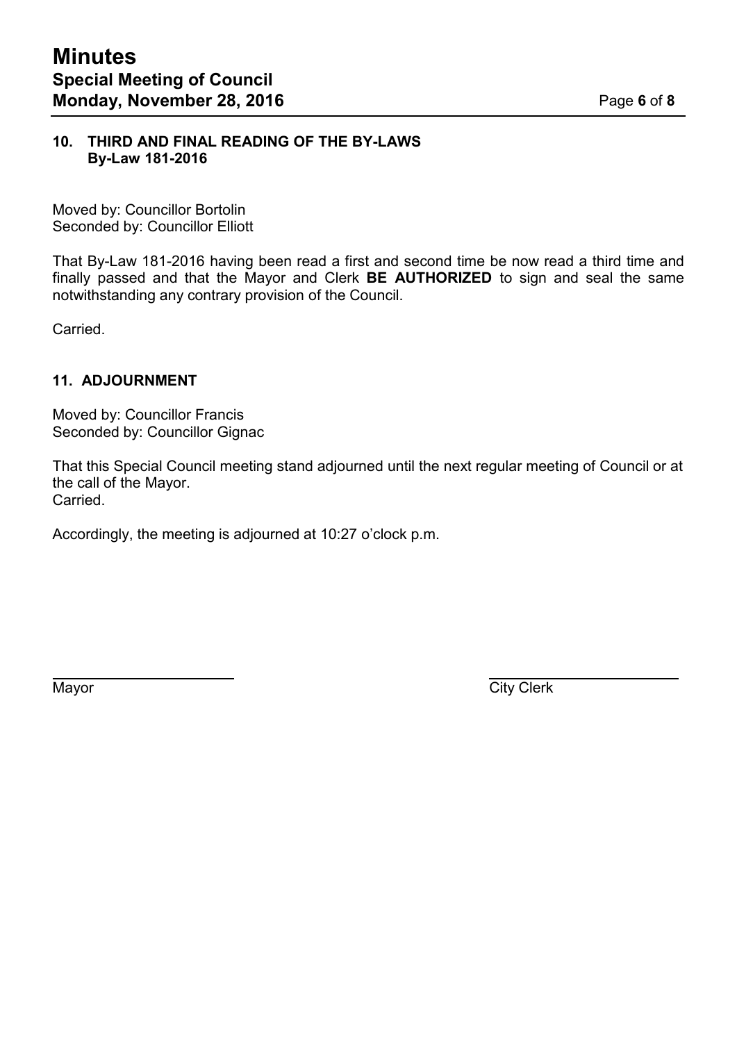## 10. THIRD AND FINAL READING OF THE BY-LAWS
**By-Law 181-2016**

Moved by: Councillor Bortolin
Seconded by: Councillor Elliott

That By-Law 181-2016 having been read a first and second time be now read a third time and finally passed and that the Mayor and Clerk **BE AUTHORIZED** to sign and seal the same notwithstanding any contrary provision of the Council.

Carried.

## 11. ADJOURNMENT

Moved by: Councillor Francis
Seconded by: Councillor Gignac

That this Special Council meeting stand adjourned until the next regular meeting of Council or at the call of the Mayor.
Carried.

Accordingly, the meeting is adjourned at 10:27 o'clock p.m.

Mayor

City Clerk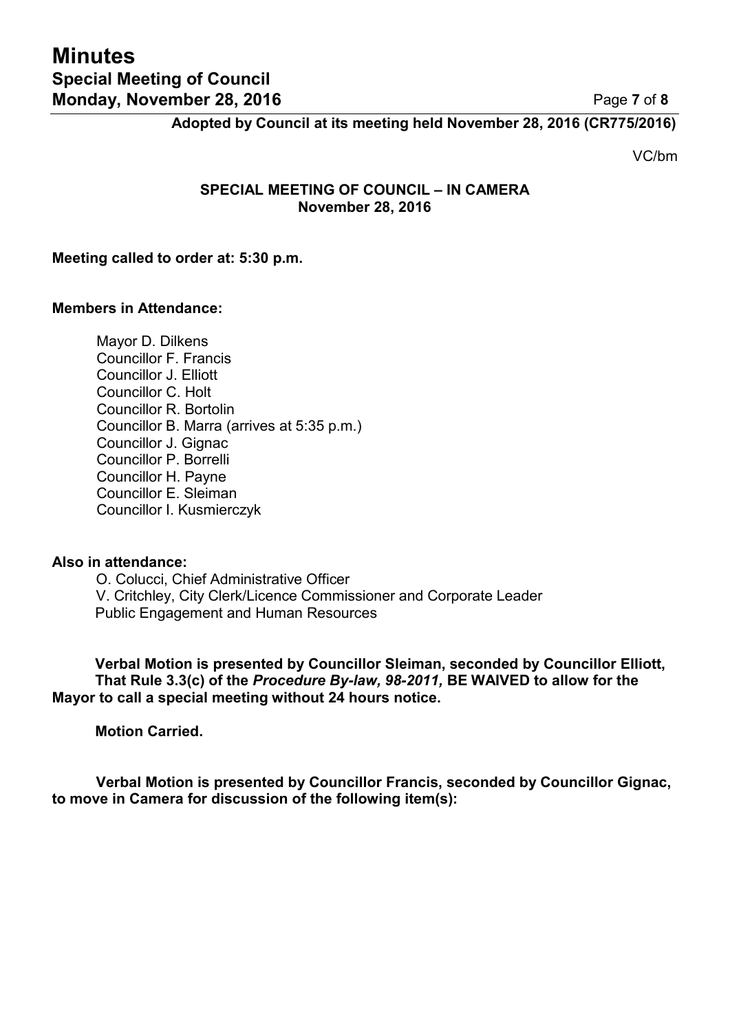**Adopted by Council at its meeting held November 28, 2016 (CR775/2016)**

VC/bm

**SPECIAL MEETING OF COUNCIL – IN CAMERA**
**November 28, 2016**

**Meeting called to order at: 5:30 p.m.**

**Members in Attendance:**

Mayor D. Dilkens
Councillor F. Francis
Councillor J. Elliott
Councillor C. Holt
Councillor R. Bortolin
Councillor B. Marra (arrives at 5:35 p.m.)
Councillor J. Gignac
Councillor P. Borrelli
Councillor H. Payne
Councillor E. Sleiman
Councillor I. Kusmierczyk

**Also in attendance:**

O. Colucci, Chief Administrative Officer
V. Critchley, City Clerk/Licence Commissioner and Corporate Leader Public Engagement and Human Resources

**Verbal Motion is presented by Councillor Sleiman, seconded by Councillor Elliott, That Rule 3.3(c) of the *Procedure By-law, 98-2011,* BE WAIVED to allow for the Mayor to call a special meeting without 24 hours notice.**

**Motion Carried.**

**Verbal Motion is presented by Councillor Francis, seconded by Councillor Gignac, to move in Camera for discussion of the following item(s):**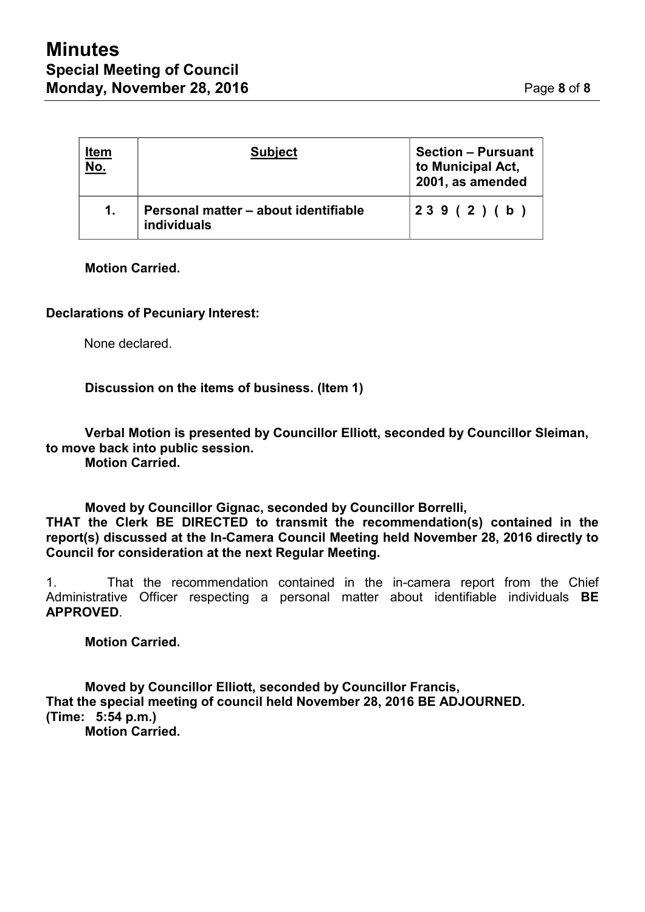| Item No. | Subject | Section – Pursuant to Municipal Act, 2001, as amended |
| --- | --- | --- |
| 1. | Personal matter – about identifiable individuals | 239 (2) (b) |

**Motion Carried.**

**Declarations of Pecuniary Interest:**

None declared.

**Discussion on the items of business. (Item 1)**

**Verbal Motion is presented by Councillor Elliott, seconded by Councillor Sleiman, to move back into public session.**
**Motion Carried.**

**Moved by Councillor Gignac, seconded by Councillor Borrelli,**
**THAT the Clerk BE DIRECTED to transmit the recommendation(s) contained in the report(s) discussed at the In-Camera Council Meeting held November 28, 2016 directly to Council for consideration at the next Regular Meeting.**

1. That the recommendation contained in the in-camera report from the Chief Administrative Officer respecting a personal matter about identifiable individuals **BE APPROVED**.

**Motion Carried.**

**Moved by Councillor Elliott, seconded by Councillor Francis,**
**That the special meeting of council held November 28, 2016 BE ADJOURNED.**
**(Time: 5:54 p.m.)**
**Motion Carried.**